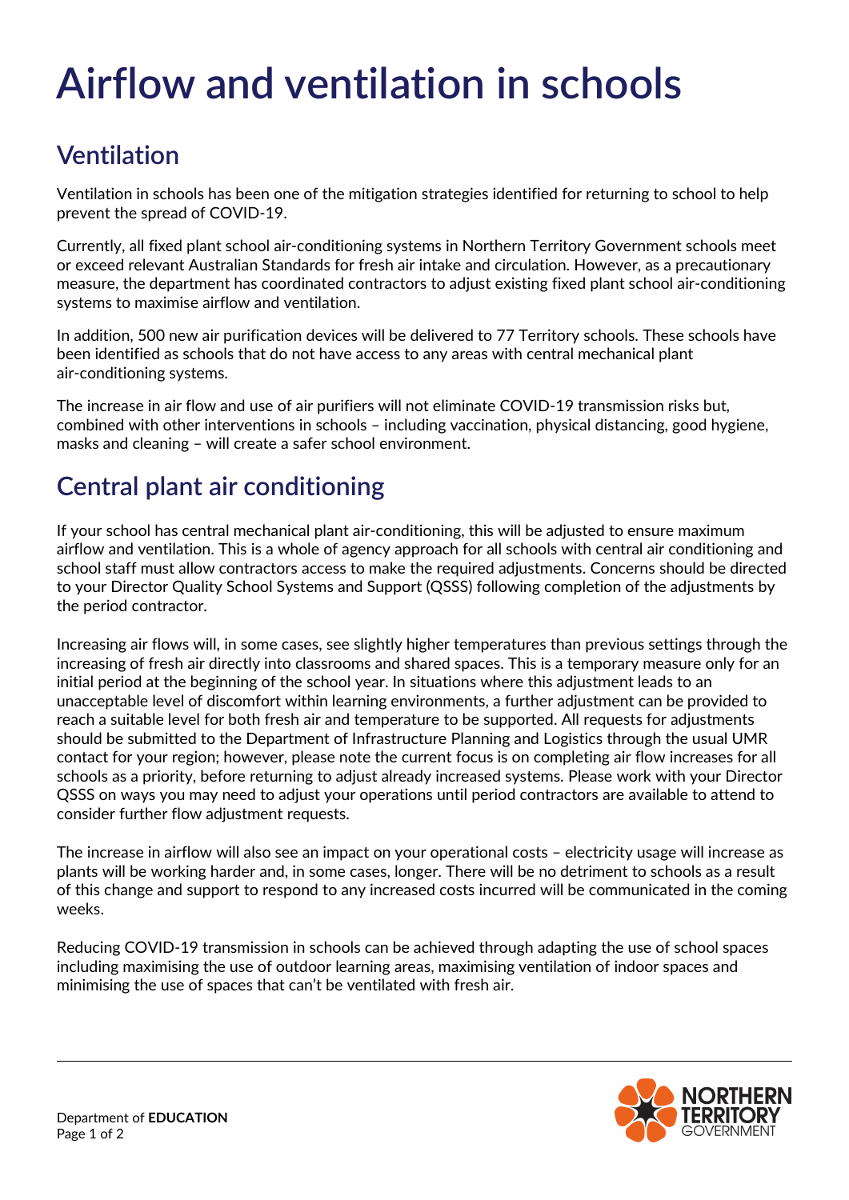# Airflow and ventilation in schools

## Ventilation

Ventilation in schools has been one of the mitigation strategies identified for returning to school to help prevent the spread of COVID-19.

Currently, all fixed plant school air-conditioning systems in Northern Territory Government schools meet or exceed relevant Australian Standards for fresh air intake and circulation. However, as a precautionary measure, the department has coordinated contractors to adjust existing fixed plant school air-conditioning systems to maximise airflow and ventilation.

In addition, 500 new air purification devices will be delivered to 77 Territory schools. These schools have been identified as schools that do not have access to any areas with central mechanical plant air-conditioning systems.

The increase in air flow and use of air purifiers will not eliminate COVID-19 transmission risks but, combined with other interventions in schools – including vaccination, physical distancing, good hygiene, masks and cleaning – will create a safer school environment.

## Central plant air conditioning

If your school has central mechanical plant air-conditioning, this will be adjusted to ensure maximum airflow and ventilation. This is a whole of agency approach for all schools with central air conditioning and school staff must allow contractors access to make the required adjustments. Concerns should be directed to your Director Quality School Systems and Support (QSSS) following completion of the adjustments by the period contractor.

Increasing air flows will, in some cases, see slightly higher temperatures than previous settings through the increasing of fresh air directly into classrooms and shared spaces. This is a temporary measure only for an initial period at the beginning of the school year. In situations where this adjustment leads to an unacceptable level of discomfort within learning environments, a further adjustment can be provided to reach a suitable level for both fresh air and temperature to be supported. All requests for adjustments should be submitted to the Department of Infrastructure Planning and Logistics through the usual UMR contact for your region; however, please note the current focus is on completing air flow increases for all schools as a priority, before returning to adjust already increased systems. Please work with your Director QSSS on ways you may need to adjust your operations until period contractors are available to attend to consider further flow adjustment requests.

The increase in airflow will also see an impact on your operational costs – electricity usage will increase as plants will be working harder and, in some cases, longer. There will be no detriment to schools as a result of this change and support to respond to any increased costs incurred will be communicated in the coming weeks.

Reducing COVID-19 transmission in schools can be achieved through adapting the use of school spaces including maximising the use of outdoor learning areas, maximising ventilation of indoor spaces and minimising the use of spaces that can't be ventilated with fresh air.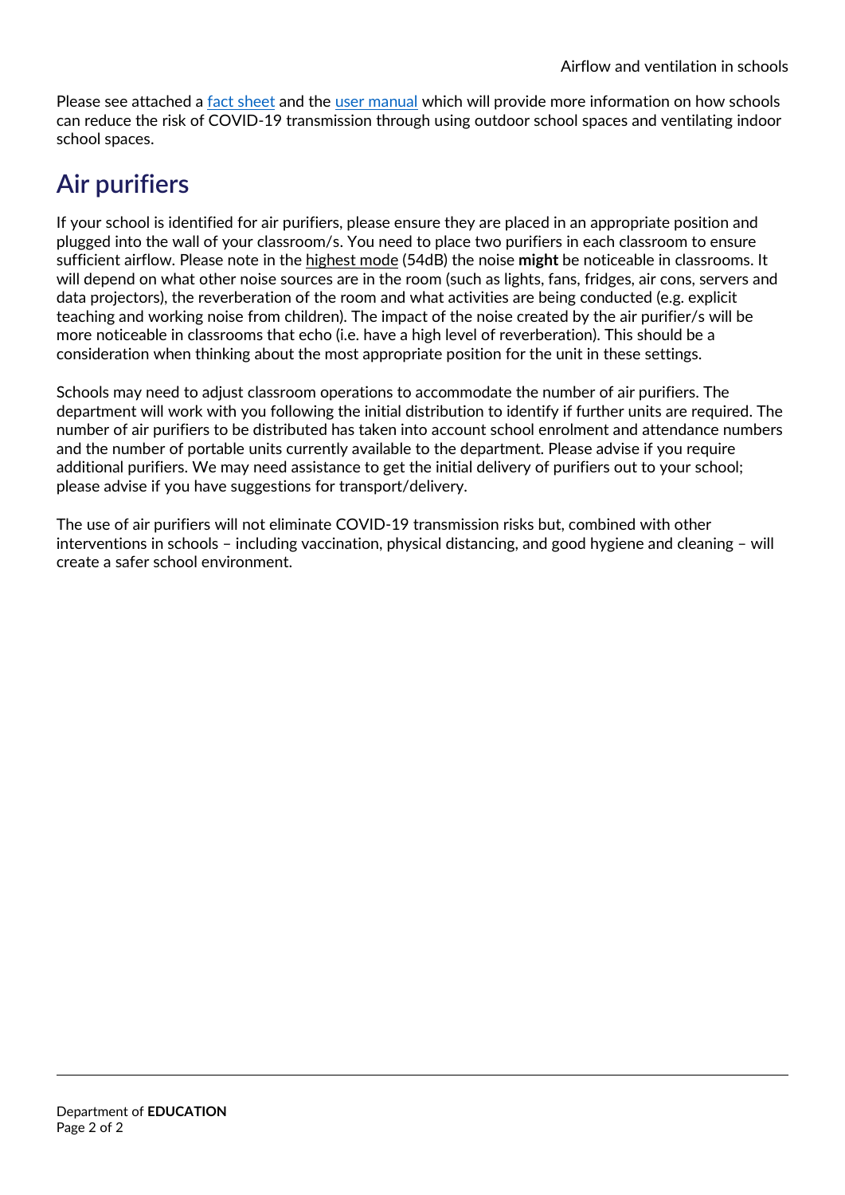Please see attached a fact sheet and the user manual which will provide more information on how schools can reduce the risk of COVID-19 transmission through using outdoor school spaces and ventilating indoor school spaces.

## Air purifiers

If your school is identified for air purifiers, please ensure they are placed in an appropriate position and plugged into the wall of your classroom/s. You need to place two purifiers in each classroom to ensure sufficient airflow. Please note in the highest mode (54dB) the noise **might** be noticeable in classrooms. It will depend on what other noise sources are in the room (such as lights, fans, fridges, air cons, servers and data projectors), the reverberation of the room and what activities are being conducted (e.g. explicit teaching and working noise from children). The impact of the noise created by the air purifier/s will be more noticeable in classrooms that echo (i.e. have a high level of reverberation). This should be a consideration when thinking about the most appropriate position for the unit in these settings.

Schools may need to adjust classroom operations to accommodate the number of air purifiers. The department will work with you following the initial distribution to identify if further units are required. The number of air purifiers to be distributed has taken into account school enrolment and attendance numbers and the number of portable units currently available to the department. Please advise if you require additional purifiers. We may need assistance to get the initial delivery of purifiers out to your school; please advise if you have suggestions for transport/delivery.

The use of air purifiers will not eliminate COVID-19 transmission risks but, combined with other interventions in schools – including vaccination, physical distancing, and good hygiene and cleaning – will create a safer school environment.